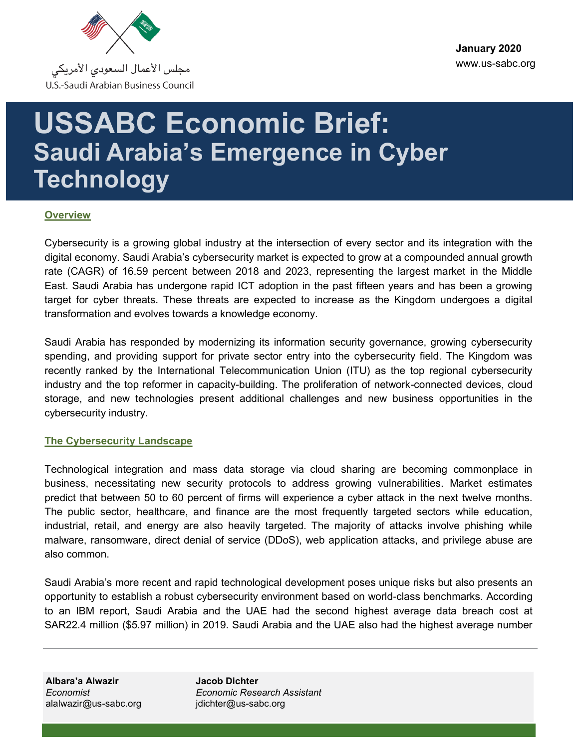مجلس الأعمال السعودي الأمريكي
U.S.-Saudi Arabian Business Council

**January 2020**
www.us-sabc.org

# USSABC Economic Brief: Saudi Arabia's Emergence in Cyber Technology

## Overview

Cybersecurity is a growing global industry at the intersection of every sector and its integration with the digital economy. Saudi Arabia's cybersecurity market is expected to grow at a compounded annual growth rate (CAGR) of 16.59 percent between 2018 and 2023, representing the largest market in the Middle East. Saudi Arabia has undergone rapid ICT adoption in the past fifteen years and has been a growing target for cyber threats. These threats are expected to increase as the Kingdom undergoes a digital transformation and evolves towards a knowledge economy.

Saudi Arabia has responded by modernizing its information security governance, growing cybersecurity spending, and providing support for private sector entry into the cybersecurity field. The Kingdom was recently ranked by the International Telecommunication Union (ITU) as the top regional cybersecurity industry and the top reformer in capacity-building. The proliferation of network-connected devices, cloud storage, and new technologies present additional challenges and new business opportunities in the cybersecurity industry.

## The Cybersecurity Landscape

Technological integration and mass data storage via cloud sharing are becoming commonplace in business, necessitating new security protocols to address growing vulnerabilities. Market estimates predict that between 50 to 60 percent of firms will experience a cyber attack in the next twelve months. The public sector, healthcare, and finance are the most frequently targeted sectors while education, industrial, retail, and energy are also heavily targeted. The majority of attacks involve phishing while malware, ransomware, direct denial of service (DDoS), web application attacks, and privilege abuse are also common.

Saudi Arabia's more recent and rapid technological development poses unique risks but also presents an opportunity to establish a robust cybersecurity environment based on world-class benchmarks. According to an IBM report, Saudi Arabia and the UAE had the second highest average data breach cost at SAR22.4 million ($5.97 million) in 2019. Saudi Arabia and the UAE also had the highest average number

**Albara'a Alwazir**
*Economist*
alalwazir@us-sabc.org

**Jacob Dichter**
*Economic Research Assistant*
jdichter@us-sabc.org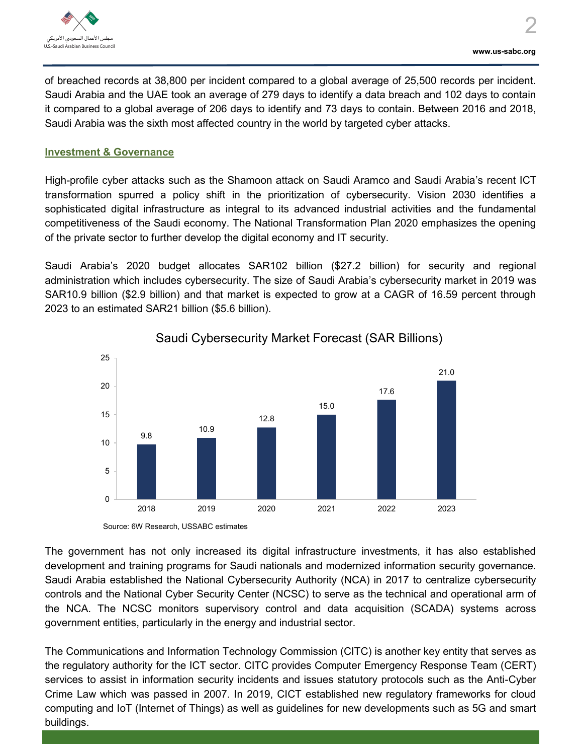of breached records at 38,800 per incident compared to a global average of 25,500 records per incident. Saudi Arabia and the UAE took an average of 279 days to identify a data breach and 102 days to contain it compared to a global average of 206 days to identify and 73 days to contain. Between 2016 and 2018, Saudi Arabia was the sixth most affected country in the world by targeted cyber attacks.

## Investment & Governance

High-profile cyber attacks such as the Shamoon attack on Saudi Aramco and Saudi Arabia's recent ICT transformation spurred a policy shift in the prioritization of cybersecurity. Vision 2030 identifies a sophisticated digital infrastructure as integral to its advanced industrial activities and the fundamental competitiveness of the Saudi economy. The National Transformation Plan 2020 emphasizes the opening of the private sector to further develop the digital economy and IT security.

Saudi Arabia's 2020 budget allocates SAR102 billion ($27.2 billion) for security and regional administration which includes cybersecurity. The size of Saudi Arabia's cybersecurity market in 2019 was SAR10.9 billion ($2.9 billion) and that market is expected to grow at a CAGR of 16.59 percent through 2023 to an estimated SAR21 billion ($5.6 billion).

Saudi Cybersecurity Market Forecast (SAR Billions)

| Year | SAR Billions |
| --- | --- |
| 2018 | 9.8 |
| 2019 | 10.9 |
| 2020 | 12.8 |
| 2021 | 15.0 |
| 2022 | 17.6 |
| 2023 | 21.0 |

Source: 6W Research, USSABC estimates

The government has not only increased its digital infrastructure investments, it has also established development and training programs for Saudi nationals and modernized information security governance. Saudi Arabia established the National Cybersecurity Authority (NCA) in 2017 to centralize cybersecurity controls and the National Cyber Security Center (NCSC) to serve as the technical and operational arm of the NCA. The NCSC monitors supervisory control and data acquisition (SCADA) systems across government entities, particularly in the energy and industrial sector.

The Communications and Information Technology Commission (CITC) is another key entity that serves as the regulatory authority for the ICT sector. CITC provides Computer Emergency Response Team (CERT) services to assist in information security incidents and issues statutory protocols such as the Anti-Cyber Crime Law which was passed in 2007. In 2019, CICT established new regulatory frameworks for cloud computing and IoT (Internet of Things) as well as guidelines for new developments such as 5G and smart buildings.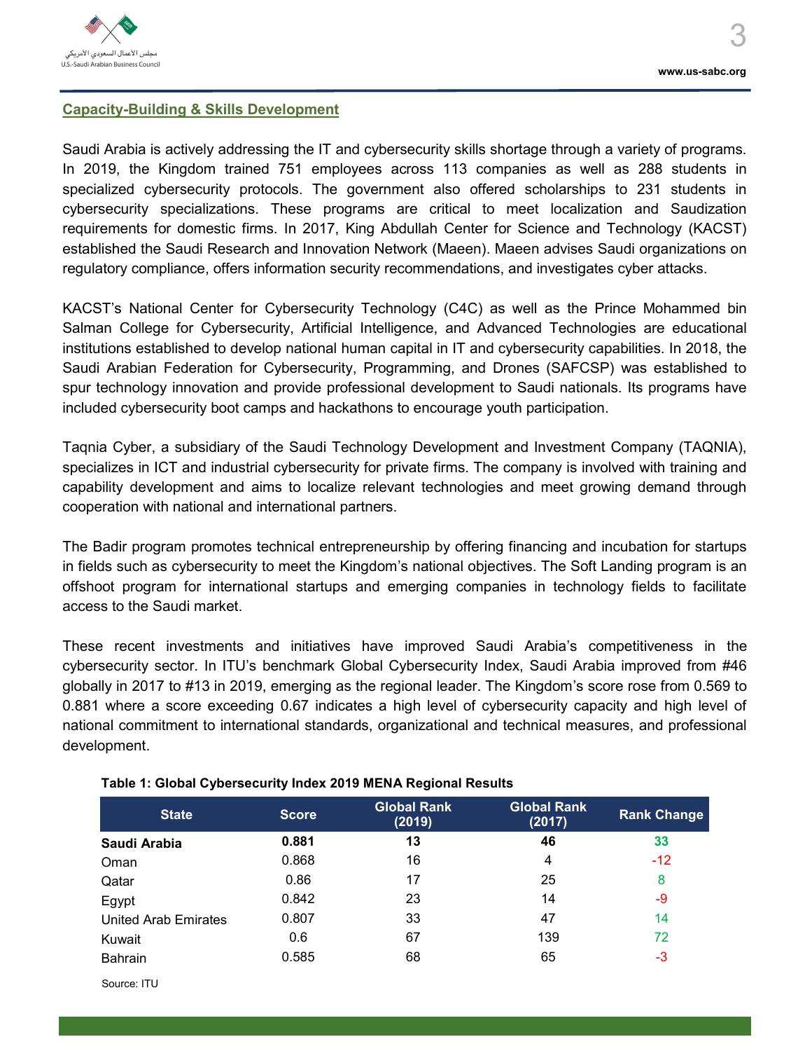## Capacity-Building & Skills Development

Saudi Arabia is actively addressing the IT and cybersecurity skills shortage through a variety of programs. In 2019, the Kingdom trained 751 employees across 113 companies as well as 288 students in specialized cybersecurity protocols. The government also offered scholarships to 231 students in cybersecurity specializations. These programs are critical to meet localization and Saudization requirements for domestic firms. In 2017, King Abdullah Center for Science and Technology (KACST) established the Saudi Research and Innovation Network (Maeen). Maeen advises Saudi organizations on regulatory compliance, offers information security recommendations, and investigates cyber attacks.

KACST's National Center for Cybersecurity Technology (C4C) as well as the Prince Mohammed bin Salman College for Cybersecurity, Artificial Intelligence, and Advanced Technologies are educational institutions established to develop national human capital in IT and cybersecurity capabilities. In 2018, the Saudi Arabian Federation for Cybersecurity, Programming, and Drones (SAFCSP) was established to spur technology innovation and provide professional development to Saudi nationals. Its programs have included cybersecurity boot camps and hackathons to encourage youth participation.

Taqnia Cyber, a subsidiary of the Saudi Technology Development and Investment Company (TAQNIA), specializes in ICT and industrial cybersecurity for private firms. The company is involved with training and capability development and aims to localize relevant technologies and meet growing demand through cooperation with national and international partners.

The Badir program promotes technical entrepreneurship by offering financing and incubation for startups in fields such as cybersecurity to meet the Kingdom's national objectives. The Soft Landing program is an offshoot program for international startups and emerging companies in technology fields to facilitate access to the Saudi market.

These recent investments and initiatives have improved Saudi Arabia's competitiveness in the cybersecurity sector. In ITU's benchmark Global Cybersecurity Index, Saudi Arabia improved from #46 globally in 2017 to #13 in 2019, emerging as the regional leader. The Kingdom's score rose from 0.569 to 0.881 where a score exceeding 0.67 indicates a high level of cybersecurity capacity and high level of national commitment to international standards, organizational and technical measures, and professional development.

**Table 1: Global Cybersecurity Index 2019 MENA Regional Results**

| State | Score | Global Rank (2019) | Global Rank (2017) | Rank Change |
|---|---|---|---|---|
| **Saudi Arabia** | **0.881** | **13** | **46** | **33** |
| Oman | 0.868 | 16 | 4 | -12 |
| Qatar | 0.86 | 17 | 25 | 8 |
| Egypt | 0.842 | 23 | 14 | -9 |
| United Arab Emirates | 0.807 | 33 | 47 | 14 |
| Kuwait | 0.6 | 67 | 139 | 72 |
| Bahrain | 0.585 | 68 | 65 | -3 |

Source: ITU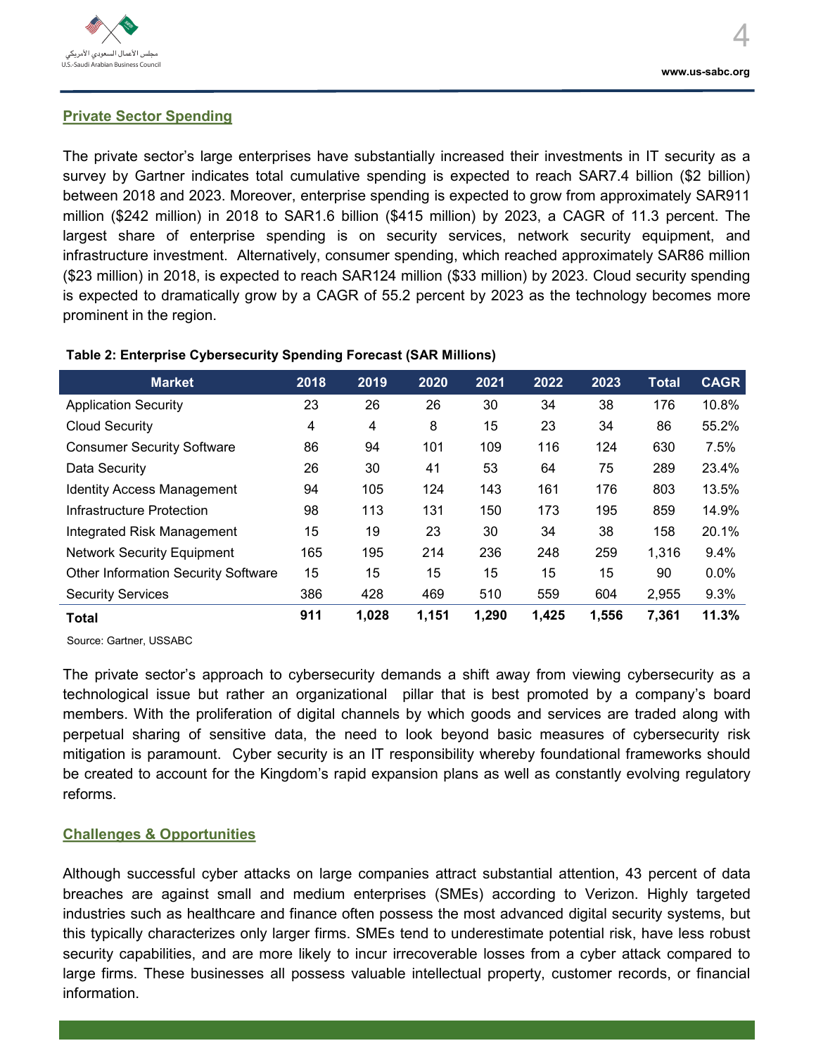## Private Sector Spending

The private sector's large enterprises have substantially increased their investments in IT security as a survey by Gartner indicates total cumulative spending is expected to reach SAR7.4 billion ($2 billion) between 2018 and 2023. Moreover, enterprise spending is expected to grow from approximately SAR911 million ($242 million) in 2018 to SAR1.6 billion ($415 million) by 2023, a CAGR of 11.3 percent. The largest share of enterprise spending is on security services, network security equipment, and infrastructure investment. Alternatively, consumer spending, which reached approximately SAR86 million ($23 million) in 2018, is expected to reach SAR124 million ($33 million) by 2023. Cloud security spending is expected to dramatically grow by a CAGR of 55.2 percent by 2023 as the technology becomes more prominent in the region.

**Table 2: Enterprise Cybersecurity Spending Forecast (SAR Millions)**

| Market | 2018 | 2019 | 2020 | 2021 | 2022 | 2023 | Total | CAGR |
|---|---|---|---|---|---|---|---|---|
| Application Security | 23 | 26 | 26 | 30 | 34 | 38 | 176 | 10.8% |
| Cloud Security | 4 | 4 | 8 | 15 | 23 | 34 | 86 | 55.2% |
| Consumer Security Software | 86 | 94 | 101 | 109 | 116 | 124 | 630 | 7.5% |
| Data Security | 26 | 30 | 41 | 53 | 64 | 75 | 289 | 23.4% |
| Identity Access Management | 94 | 105 | 124 | 143 | 161 | 176 | 803 | 13.5% |
| Infrastructure Protection | 98 | 113 | 131 | 150 | 173 | 195 | 859 | 14.9% |
| Integrated Risk Management | 15 | 19 | 23 | 30 | 34 | 38 | 158 | 20.1% |
| Network Security Equipment | 165 | 195 | 214 | 236 | 248 | 259 | 1,316 | 9.4% |
| Other Information Security Software | 15 | 15 | 15 | 15 | 15 | 15 | 90 | 0.0% |
| Security Services | 386 | 428 | 469 | 510 | 559 | 604 | 2,955 | 9.3% |
| **Total** | **911** | **1,028** | **1,151** | **1,290** | **1,425** | **1,556** | **7,361** | **11.3%** |

Source: Gartner, USSABC

The private sector's approach to cybersecurity demands a shift away from viewing cybersecurity as a technological issue but rather an organizational pillar that is best promoted by a company's board members. With the proliferation of digital channels by which goods and services are traded along with perpetual sharing of sensitive data, the need to look beyond basic measures of cybersecurity risk mitigation is paramount. Cyber security is an IT responsibility whereby foundational frameworks should be created to account for the Kingdom's rapid expansion plans as well as constantly evolving regulatory reforms.

## Challenges & Opportunities

Although successful cyber attacks on large companies attract substantial attention, 43 percent of data breaches are against small and medium enterprises (SMEs) according to Verizon. Highly targeted industries such as healthcare and finance often possess the most advanced digital security systems, but this typically characterizes only larger firms. SMEs tend to underestimate potential risk, have less robust security capabilities, and are more likely to incur irrecoverable losses from a cyber attack compared to large firms. These businesses all possess valuable intellectual property, customer records, or financial information.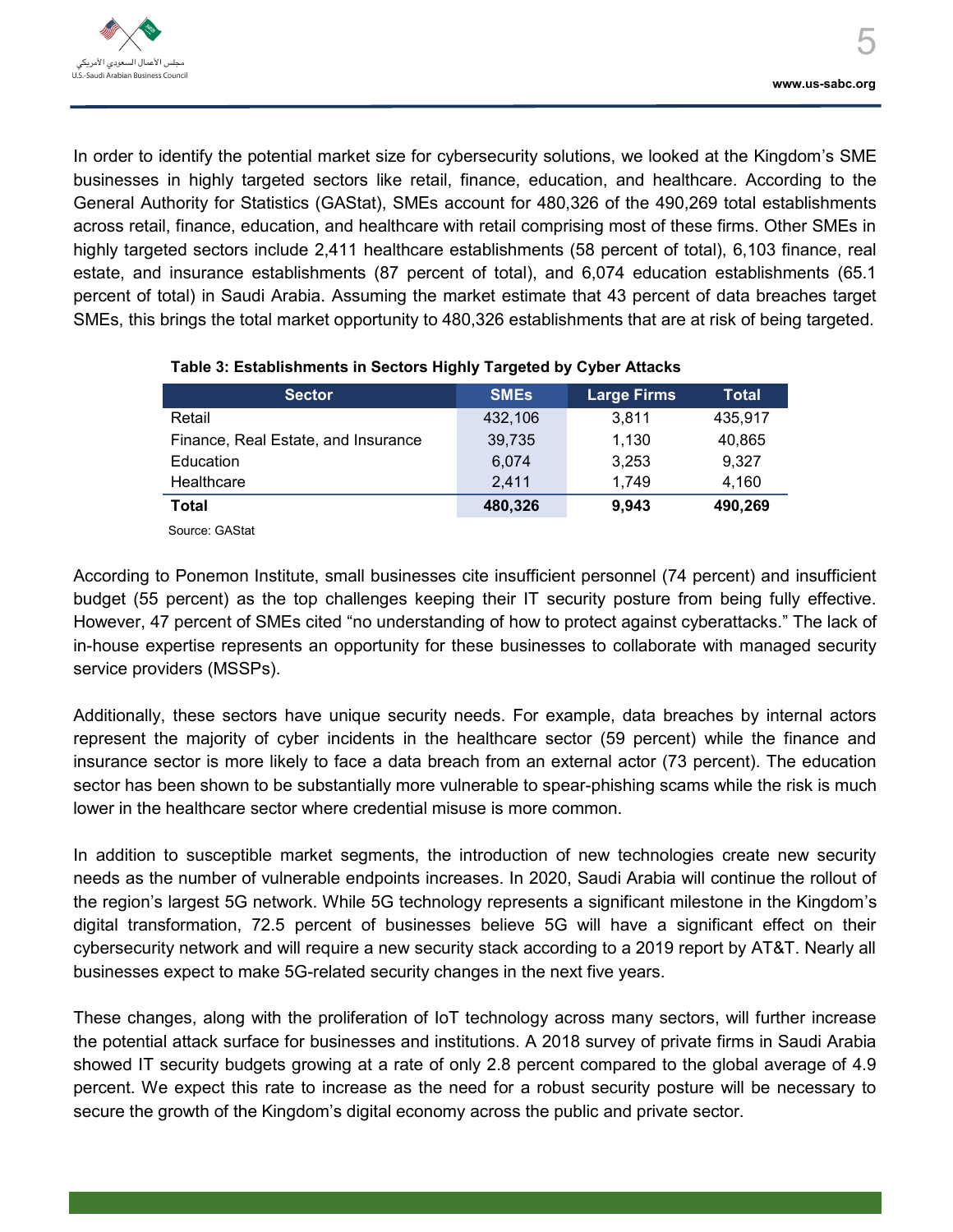In order to identify the potential market size for cybersecurity solutions, we looked at the Kingdom's SME businesses in highly targeted sectors like retail, finance, education, and healthcare. According to the General Authority for Statistics (GAStat), SMEs account for 480,326 of the 490,269 total establishments across retail, finance, education, and healthcare with retail comprising most of these firms. Other SMEs in highly targeted sectors include 2,411 healthcare establishments (58 percent of total), 6,103 finance, real estate, and insurance establishments (87 percent of total), and 6,074 education establishments (65.1 percent of total) in Saudi Arabia. Assuming the market estimate that 43 percent of data breaches target SMEs, this brings the total market opportunity to 480,326 establishments that are at risk of being targeted.

**Table 3: Establishments in Sectors Highly Targeted by Cyber Attacks**

| Sector | SMEs | Large Firms | Total |
|---|---|---|---|
| Retail | 432,106 | 3,811 | 435,917 |
| Finance, Real Estate, and Insurance | 39,735 | 1,130 | 40,865 |
| Education | 6,074 | 3,253 | 9,327 |
| Healthcare | 2,411 | 1,749 | 4,160 |
| **Total** | **480,326** | **9,943** | **490,269** |

Source: GAStat

According to Ponemon Institute, small businesses cite insufficient personnel (74 percent) and insufficient budget (55 percent) as the top challenges keeping their IT security posture from being fully effective. However, 47 percent of SMEs cited "no understanding of how to protect against cyberattacks." The lack of in-house expertise represents an opportunity for these businesses to collaborate with managed security service providers (MSSPs).

Additionally, these sectors have unique security needs. For example, data breaches by internal actors represent the majority of cyber incidents in the healthcare sector (59 percent) while the finance and insurance sector is more likely to face a data breach from an external actor (73 percent). The education sector has been shown to be substantially more vulnerable to spear-phishing scams while the risk is much lower in the healthcare sector where credential misuse is more common.

In addition to susceptible market segments, the introduction of new technologies create new security needs as the number of vulnerable endpoints increases. In 2020, Saudi Arabia will continue the rollout of the region's largest 5G network. While 5G technology represents a significant milestone in the Kingdom's digital transformation, 72.5 percent of businesses believe 5G will have a significant effect on their cybersecurity network and will require a new security stack according to a 2019 report by AT&T. Nearly all businesses expect to make 5G-related security changes in the next five years.

These changes, along with the proliferation of IoT technology across many sectors, will further increase the potential attack surface for businesses and institutions. A 2018 survey of private firms in Saudi Arabia showed IT security budgets growing at a rate of only 2.8 percent compared to the global average of 4.9 percent. We expect this rate to increase as the need for a robust security posture will be necessary to secure the growth of the Kingdom's digital economy across the public and private sector.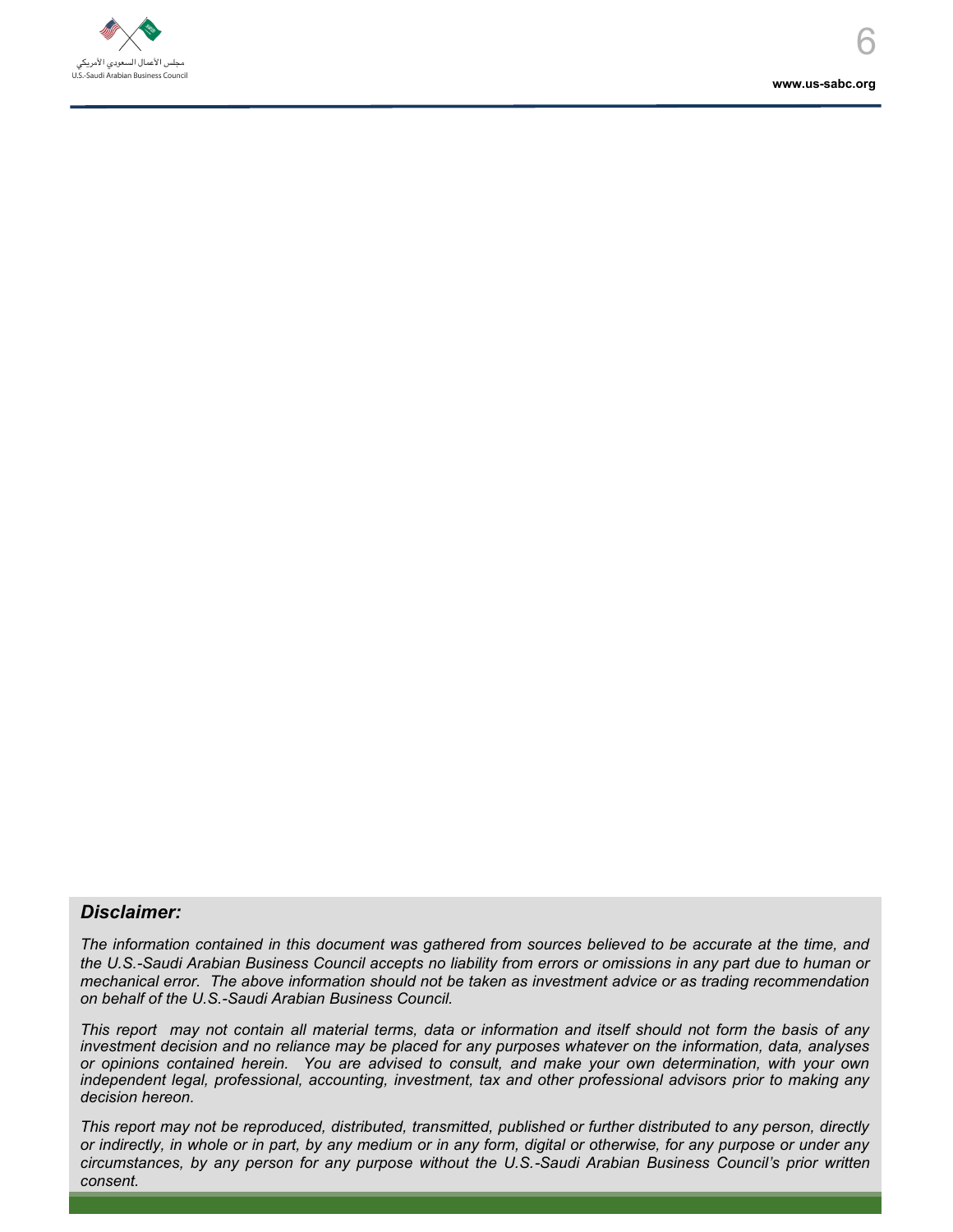### *Disclaimer:*

*The information contained in this document was gathered from sources believed to be accurate at the time, and the U.S.-Saudi Arabian Business Council accepts no liability from errors or omissions in any part due to human or mechanical error. The above information should not be taken as investment advice or as trading recommendation on behalf of the U.S.-Saudi Arabian Business Council.*

*This report may not contain all material terms, data or information and itself should not form the basis of any investment decision and no reliance may be placed for any purposes whatever on the information, data, analyses or opinions contained herein. You are advised to consult, and make your own determination, with your own independent legal, professional, accounting, investment, tax and other professional advisors prior to making any decision hereon.*

*This report may not be reproduced, distributed, transmitted, published or further distributed to any person, directly or indirectly, in whole or in part, by any medium or in any form, digital or otherwise, for any purpose or under any circumstances, by any person for any purpose without the U.S.-Saudi Arabian Business Council's prior written consent.*